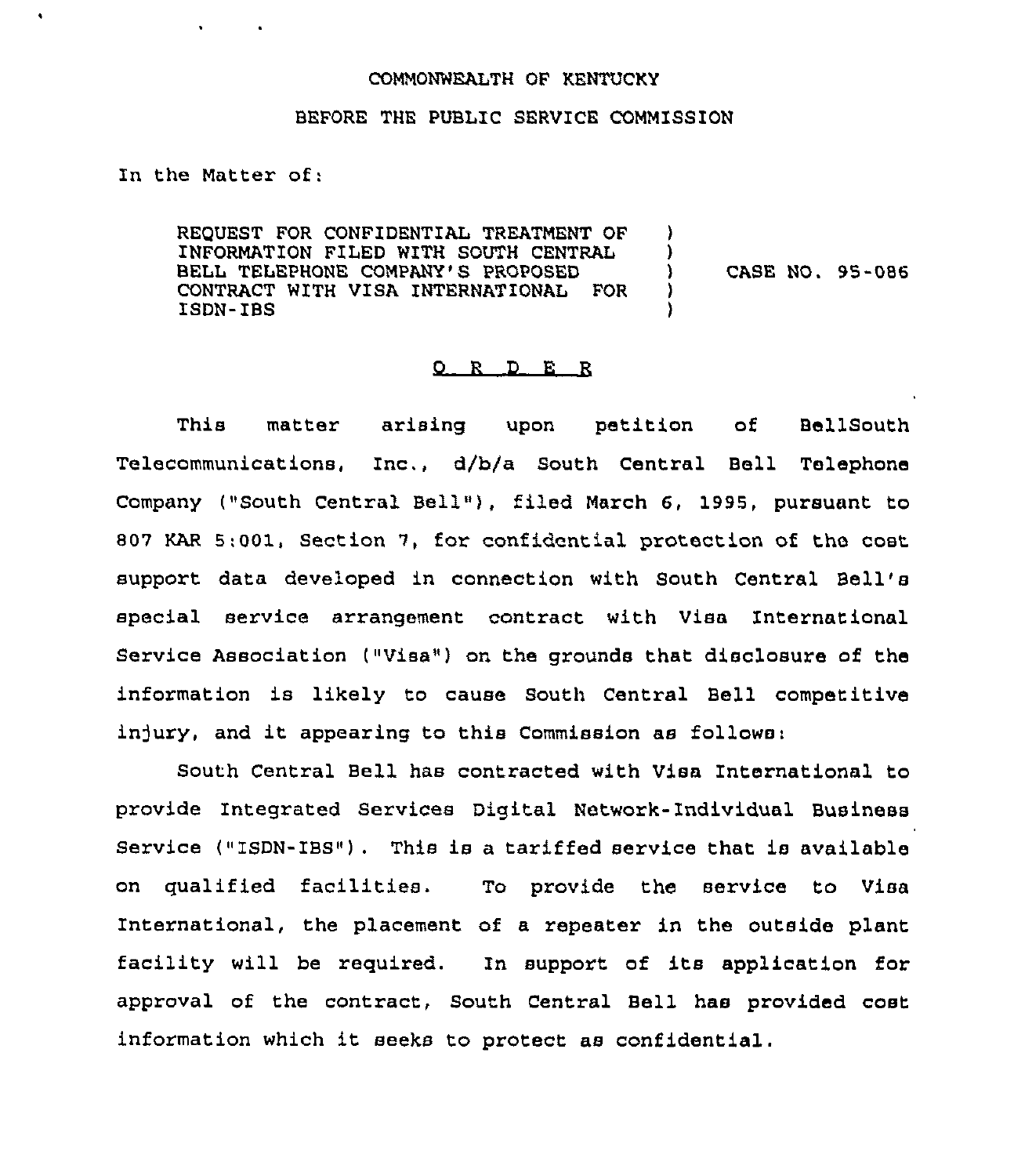COMMONWEALTH OF KENTUCKY

BEFORE THE PUBLIC SERVICE COMMISSION

In the Matter of:

| | | |
|---|---|---|
| REQUEST FOR CONFIDENTIAL TREATMENT OF INFORMATION FILED WITH SOUTH CENTRAL BELL TELEPHONE COMPANY'S PROPOSED CONTRACT WITH VISA INTERNATIONAL FOR ISDN-IBS | ) | CASE NO. 95-086 |

## O R D E R

This matter arising upon petition of BellSouth Telecommunications, Inc., d/b/a South Central Bell Telephone Company ("South Central Bell"), filed March 6, 1995, pursuant to 807 KAR 5:001, Section 7, for confidential protection of the cost support data developed in connection with South Central Bell's special service arrangement contract with Visa International Service Association ("Visa") on the grounds that disclosure of the information is likely to cause South Central Bell competitive injury, and it appearing to this Commission as follows:

South Central Bell has contracted with Visa International to provide Integrated Services Digital Network-Individual Business Service ("ISDN-IBS"). This is a tariffed service that is available on qualified facilities. To provide the service to Visa International, the placement of a repeater in the outside plant facility will be required. In support of its application for approval of the contract, South Central Bell has provided cost information which it seeks to protect as confidential.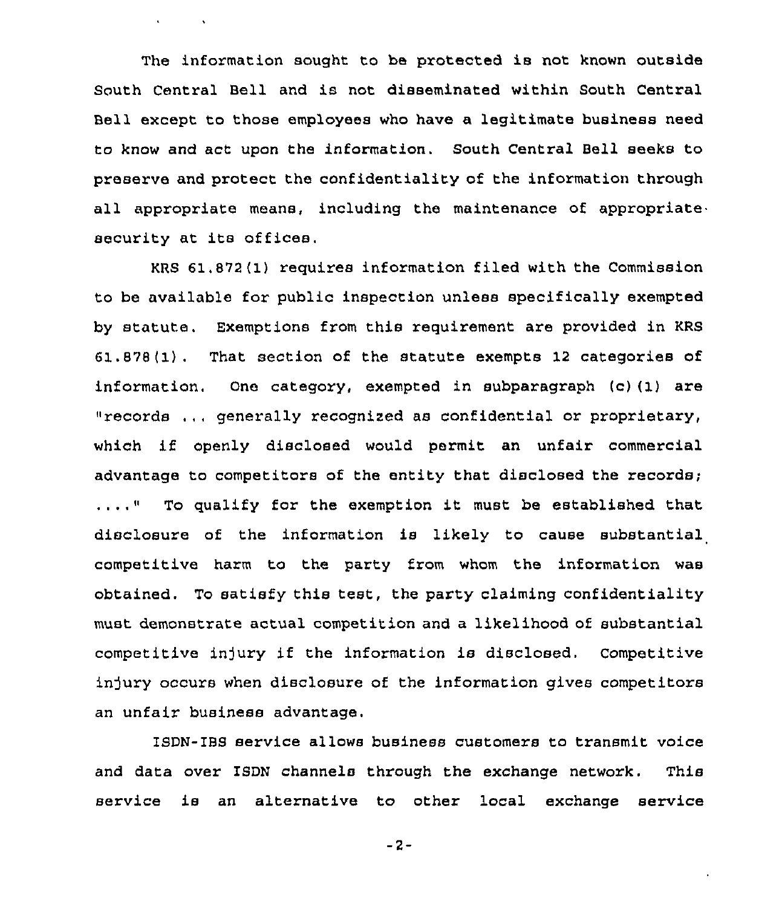The information sought to be protected is not known outside South Central Bell and is not disseminated within South Central Bell except to those employees who have a legitimate business need to know and act upon the information. South Central Bell seeks to preserve and protect the confidentiality of the information through all appropriate means, including the maintenance of appropriate security at its offices.

KRS 61.872(1) requires information filed with the Commission to be available for public inspection unless specifically exempted by statute. Exemptions from this requirement are provided in KRS 61.878(1). That section of the statute exempts 12 categories of information. One category, exempted in subparagraph (c)(1) are "records ... generally recognized as confidential or proprietary, which if openly disclosed would permit an unfair commercial advantage to competitors of the entity that disclosed the records; ...." To qualify for the exemption it must be established that disclosure of the information is likely to cause substantial competitive harm to the party from whom the information was obtained. To satisfy this test, the party claiming confidentiality must demonstrate actual competition and a likelihood of substantial competitive injury if the information is disclosed. Competitive injury occurs when disclosure of the information gives competitors an unfair business advantage.

ISDN-IBS service allows business customers to transmit voice and data over ISDN channels through the exchange network. This service is an alternative to other local exchange service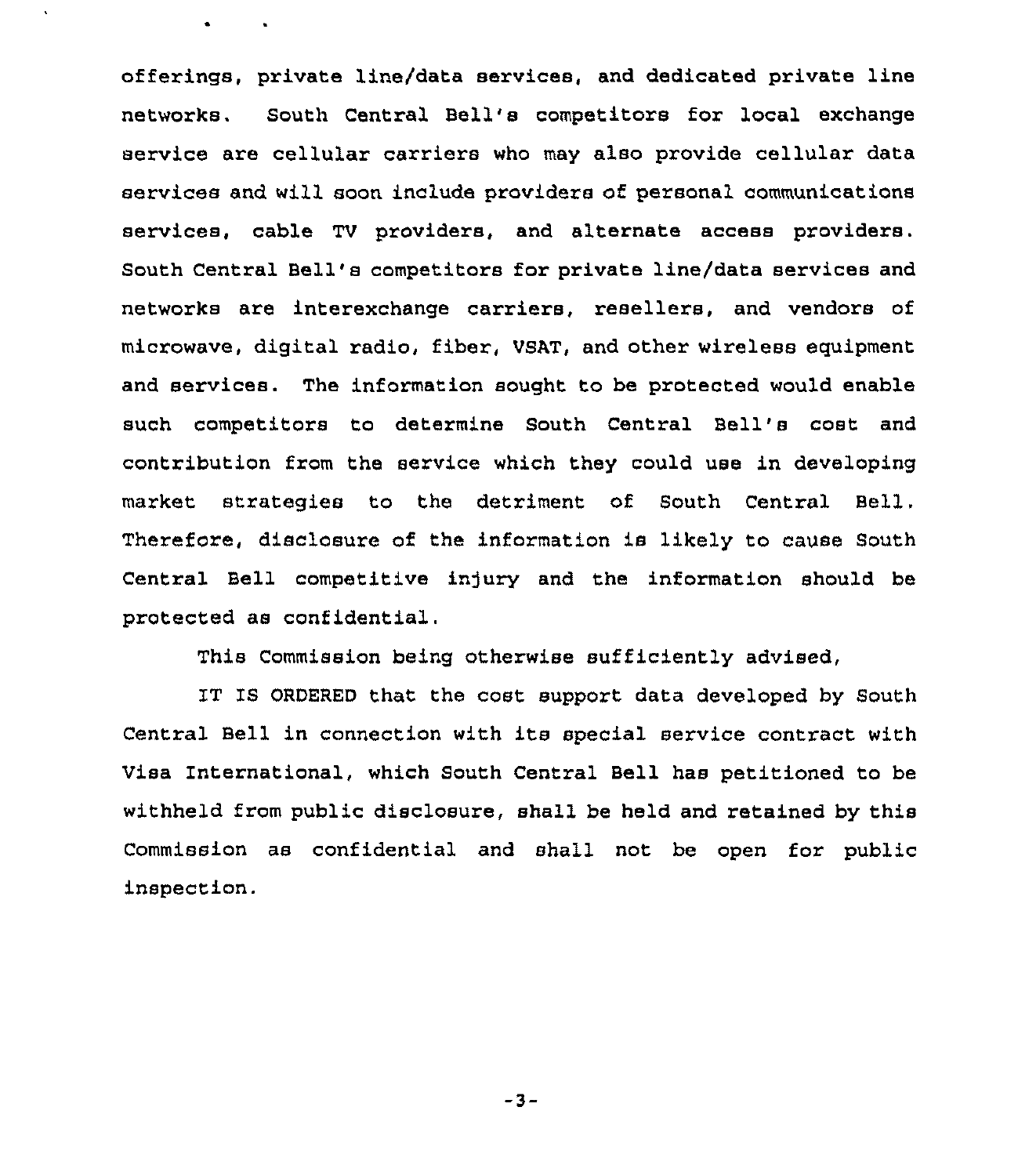offerings, private line/data services, and dedicated private line networks. South Central Bell's competitors for local exchange service are cellular carriers who may also provide cellular data services and will soon include providers of personal communications services, cable TV providers, and alternate access providers. South Central Bell's competitors for private line/data services and networks are interexchange carriers, resellers, and vendors of microwave, digital radio, fiber, VSAT, and other wireless equipment and services. The information sought to be protected would enable such competitors to determine South Central Bell's cost and contribution from the service which they could use in developing market strategies to the detriment of South Central Bell. Therefore, disclosure of the information is likely to cause South Central Bell competitive injury and the information should be protected as confidential.

This Commission being otherwise sufficiently advised,

IT IS ORDERED that the cost support data developed by South Central Bell in connection with its special service contract with Visa International, which South Central Bell has petitioned to be withheld from public disclosure, shall be held and retained by this Commission as confidential and shall not be open for public inspection.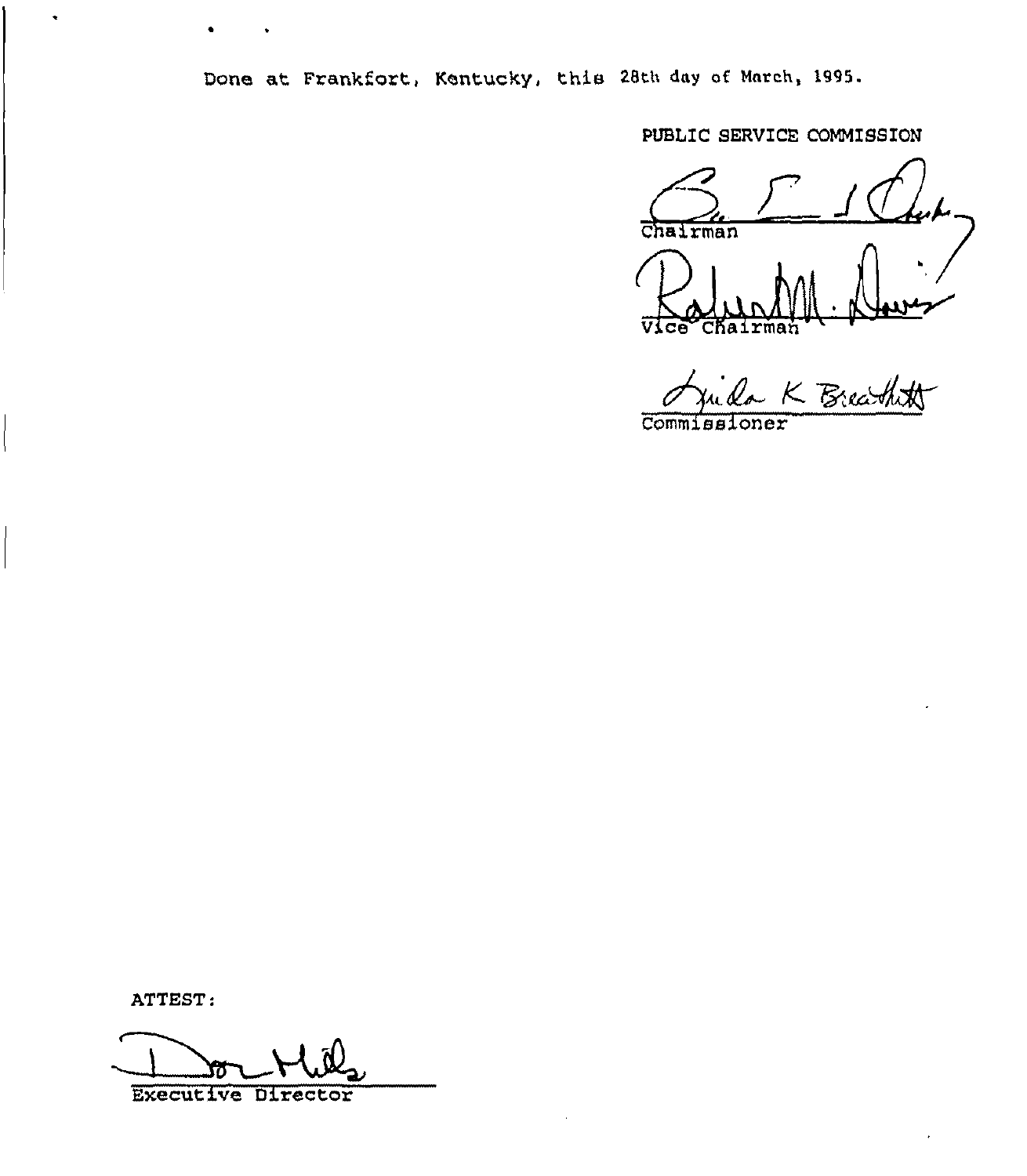Done at Frankfort, Kentucky, this 28th day of March, 1995.

PUBLIC SERVICE COMMISSION

Chairman

Vice Chairman

Commissioner

ATTEST:

Executive Director